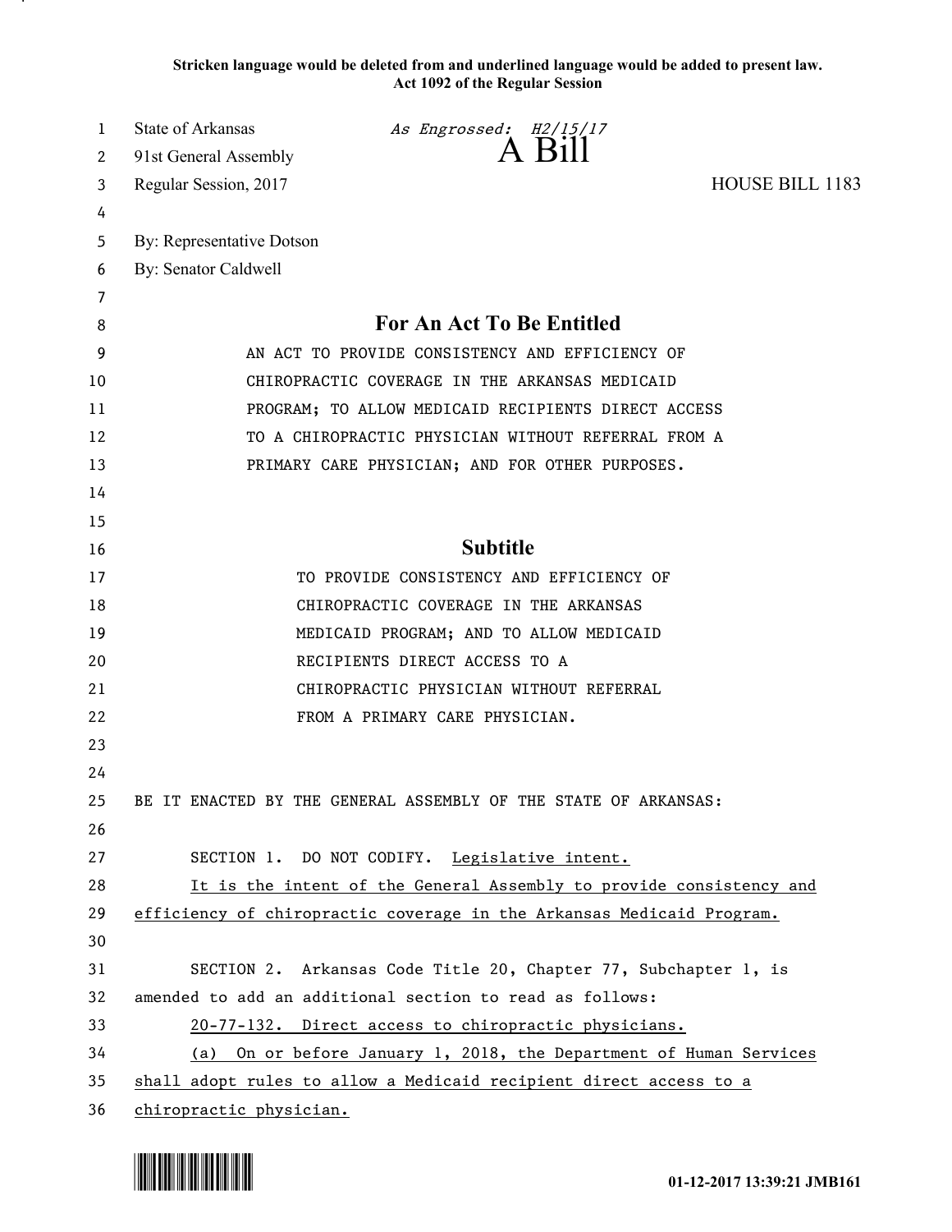**Stricken language would be deleted from and underlined language would be added to present law.**
**Act 1092 of the Regular Session**

State of Arkansas *As Engrossed: H2/15/17*
91st General Assembly **A Bill**
Regular Session, 2017 HOUSE BILL 1183

By: Representative Dotson
By: Senator Caldwell

## For An Act To Be Entitled

AN ACT TO PROVIDE CONSISTENCY AND EFFICIENCY OF CHIROPRACTIC COVERAGE IN THE ARKANSAS MEDICAID PROGRAM; TO ALLOW MEDICAID RECIPIENTS DIRECT ACCESS TO A CHIROPRACTIC PHYSICIAN WITHOUT REFERRAL FROM A PRIMARY CARE PHYSICIAN; AND FOR OTHER PURPOSES.

## Subtitle

TO PROVIDE CONSISTENCY AND EFFICIENCY OF CHIROPRACTIC COVERAGE IN THE ARKANSAS MEDICAID PROGRAM; AND TO ALLOW MEDICAID RECIPIENTS DIRECT ACCESS TO A CHIROPRACTIC PHYSICIAN WITHOUT REFERRAL FROM A PRIMARY CARE PHYSICIAN.

BE IT ENACTED BY THE GENERAL ASSEMBLY OF THE STATE OF ARKANSAS:

SECTION 1. DO NOT CODIFY. <u>Legislative intent.</u>

<u>It is the intent of the General Assembly to provide consistency and efficiency of chiropractic coverage in the Arkansas Medicaid Program.</u>

SECTION 2. Arkansas Code Title 20, Chapter 77, Subchapter 1, is amended to add an additional section to read as follows:

<u>20-77-132. Direct access to chiropractic physicians.</u>

<u>(a) On or before January 1, 2018, the Department of Human Services shall adopt rules to allow a Medicaid recipient direct access to a chiropractic physician.</u>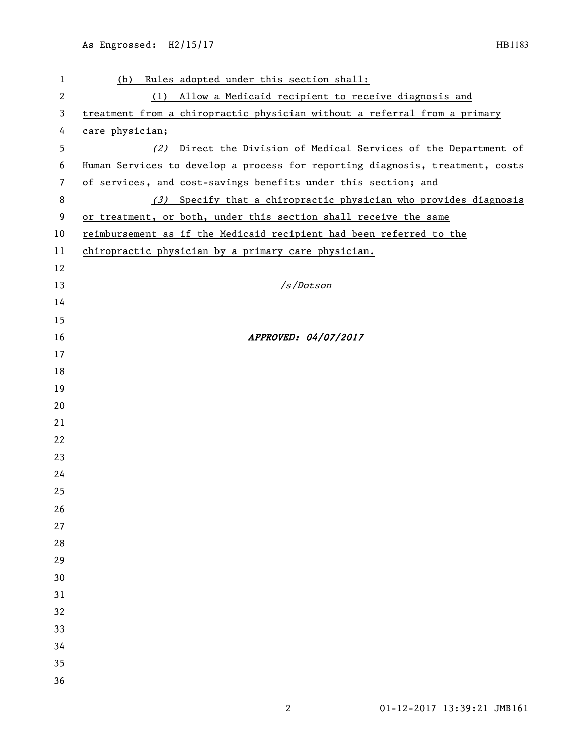(b) Rules adopted under this section shall:

(1) Allow a Medicaid recipient to receive diagnosis and treatment from a chiropractic physician without a referral from a primary care physician;

(2) Direct the Division of Medical Services of the Department of Human Services to develop a process for reporting diagnosis, treatment, costs of services, and cost-savings benefits under this section; and

(3) Specify that a chiropractic physician who provides diagnosis or treatment, or both, under this section shall receive the same reimbursement as if the Medicaid recipient had been referred to the chiropractic physician by a primary care physician.

*/s/Dotson*

***APPROVED: 04/07/2017***